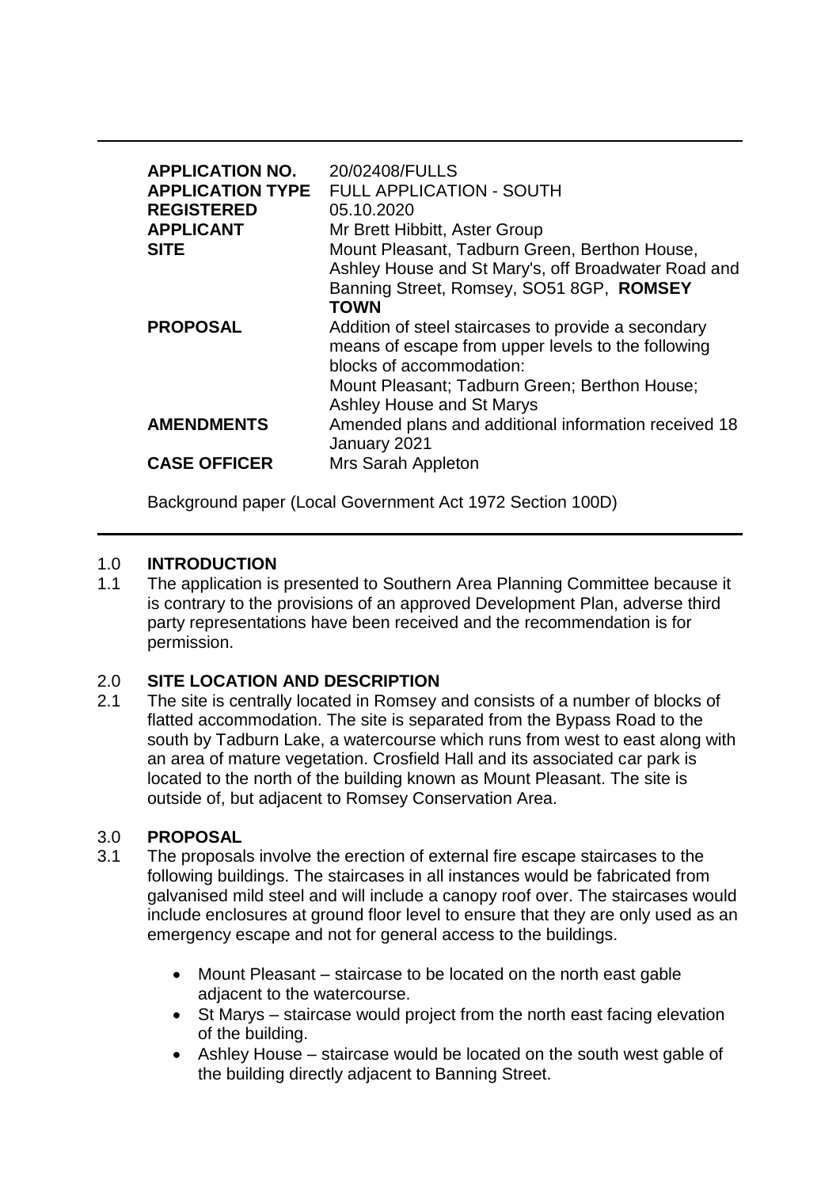| | |
|---|---|
| **APPLICATION NO.** | 20/02408/FULLS |
| **APPLICATION TYPE** | FULL APPLICATION - SOUTH |
| **REGISTERED** | 05.10.2020 |
| **APPLICANT** | Mr Brett Hibbitt, Aster Group |
| **SITE** | Mount Pleasant, Tadburn Green, Berthon House, Ashley House and St Mary's, off Broadwater Road and Banning Street, Romsey, SO51 8GP, **ROMSEY TOWN** |
| **PROPOSAL** | Addition of steel staircases to provide a secondary means of escape from upper levels to the following blocks of accommodation: Mount Pleasant; Tadburn Green; Berthon House; Ashley House and St Marys |
| **AMENDMENTS** | Amended plans and additional information received 18 January 2021 |
| **CASE OFFICER** | Mrs Sarah Appleton |

Background paper (Local Government Act 1972 Section 100D)

## 1.0 INTRODUCTION

1.1 The application is presented to Southern Area Planning Committee because it is contrary to the provisions of an approved Development Plan, adverse third party representations have been received and the recommendation is for permission.

## 2.0 SITE LOCATION AND DESCRIPTION

2.1 The site is centrally located in Romsey and consists of a number of blocks of flatted accommodation. The site is separated from the Bypass Road to the south by Tadburn Lake, a watercourse which runs from west to east along with an area of mature vegetation. Crosfield Hall and its associated car park is located to the north of the building known as Mount Pleasant. The site is outside of, but adjacent to Romsey Conservation Area.

## 3.0 PROPOSAL

3.1 The proposals involve the erection of external fire escape staircases to the following buildings. The staircases in all instances would be fabricated from galvanised mild steel and will include a canopy roof over. The staircases would include enclosures at ground floor level to ensure that they are only used as an emergency escape and not for general access to the buildings.

- Mount Pleasant – staircase to be located on the north east gable adjacent to the watercourse.
- St Marys – staircase would project from the north east facing elevation of the building.
- Ashley House – staircase would be located on the south west gable of the building directly adjacent to Banning Street.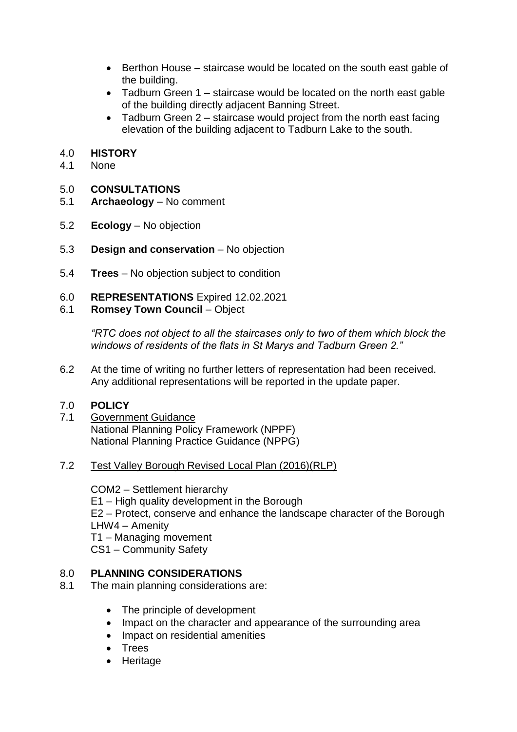- Berthon House – staircase would be located on the south east gable of the building.
- Tadburn Green 1 – staircase would be located on the north east gable of the building directly adjacent Banning Street.
- Tadburn Green 2 – staircase would project from the north east facing elevation of the building adjacent to Tadburn Lake to the south.

## 4.0 HISTORY

4.1 None

## 5.0 CONSULTATIONS

5.1 **Archaeology** – No comment

5.2 **Ecology** – No objection

5.3 **Design and conservation** – No objection

5.4 **Trees** – No objection subject to condition

## 6.0 REPRESENTATIONS Expired 12.02.2021

6.1 **Romsey Town Council** – Object

*"RTC does not object to all the staircases only to two of them which block the windows of residents of the flats in St Marys and Tadburn Green 2."*

6.2 At the time of writing no further letters of representation had been received. Any additional representations will be reported in the update paper.

## 7.0 POLICY

7.1 Government Guidance
National Planning Policy Framework (NPPF)
National Planning Practice Guidance (NPPG)

7.2 Test Valley Borough Revised Local Plan (2016)(RLP)

COM2 – Settlement hierarchy
E1 – High quality development in the Borough
E2 – Protect, conserve and enhance the landscape character of the Borough
LHW4 – Amenity
T1 – Managing movement
CS1 – Community Safety

## 8.0 PLANNING CONSIDERATIONS

8.1 The main planning considerations are:

- The principle of development
- Impact on the character and appearance of the surrounding area
- Impact on residential amenities
- Trees
- Heritage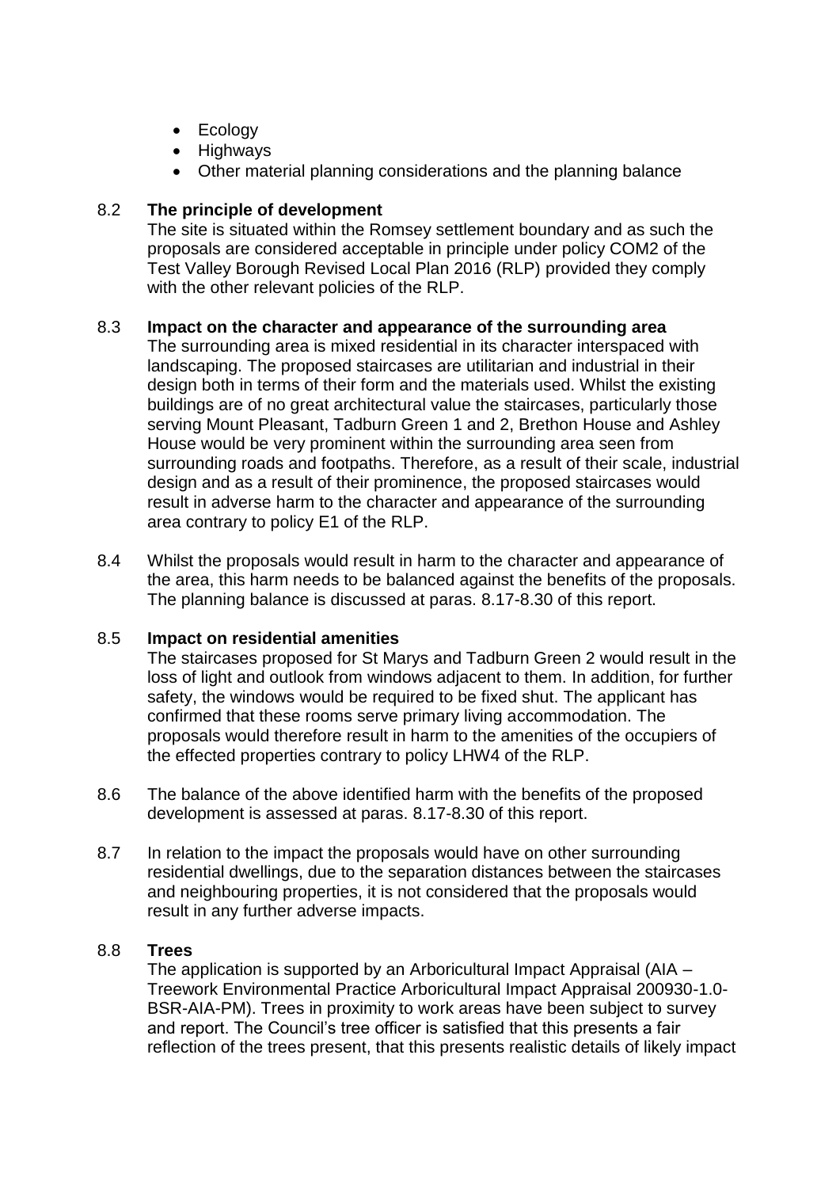- Ecology
- Highways
- Other material planning considerations and the planning balance

8.2 **The principle of development**
The site is situated within the Romsey settlement boundary and as such the proposals are considered acceptable in principle under policy COM2 of the Test Valley Borough Revised Local Plan 2016 (RLP) provided they comply with the other relevant policies of the RLP.

8.3 **Impact on the character and appearance of the surrounding area**
The surrounding area is mixed residential in its character interspaced with landscaping. The proposed staircases are utilitarian and industrial in their design both in terms of their form and the materials used. Whilst the existing buildings are of no great architectural value the staircases, particularly those serving Mount Pleasant, Tadburn Green 1 and 2, Brethon House and Ashley House would be very prominent within the surrounding area seen from surrounding roads and footpaths. Therefore, as a result of their scale, industrial design and as a result of their prominence, the proposed staircases would result in adverse harm to the character and appearance of the surrounding area contrary to policy E1 of the RLP.

8.4 Whilst the proposals would result in harm to the character and appearance of the area, this harm needs to be balanced against the benefits of the proposals. The planning balance is discussed at paras. 8.17-8.30 of this report.

8.5 **Impact on residential amenities**
The staircases proposed for St Marys and Tadburn Green 2 would result in the loss of light and outlook from windows adjacent to them. In addition, for further safety, the windows would be required to be fixed shut. The applicant has confirmed that these rooms serve primary living accommodation. The proposals would therefore result in harm to the amenities of the occupiers of the effected properties contrary to policy LHW4 of the RLP.

8.6 The balance of the above identified harm with the benefits of the proposed development is assessed at paras. 8.17-8.30 of this report.

8.7 In relation to the impact the proposals would have on other surrounding residential dwellings, due to the separation distances between the staircases and neighbouring properties, it is not considered that the proposals would result in any further adverse impacts.

8.8 **Trees**
The application is supported by an Arboricultural Impact Appraisal (AIA – Treework Environmental Practice Arboricultural Impact Appraisal 200930-1.0-BSR-AIA-PM). Trees in proximity to work areas have been subject to survey and report. The Council's tree officer is satisfied that this presents a fair reflection of the trees present, that this presents realistic details of likely impact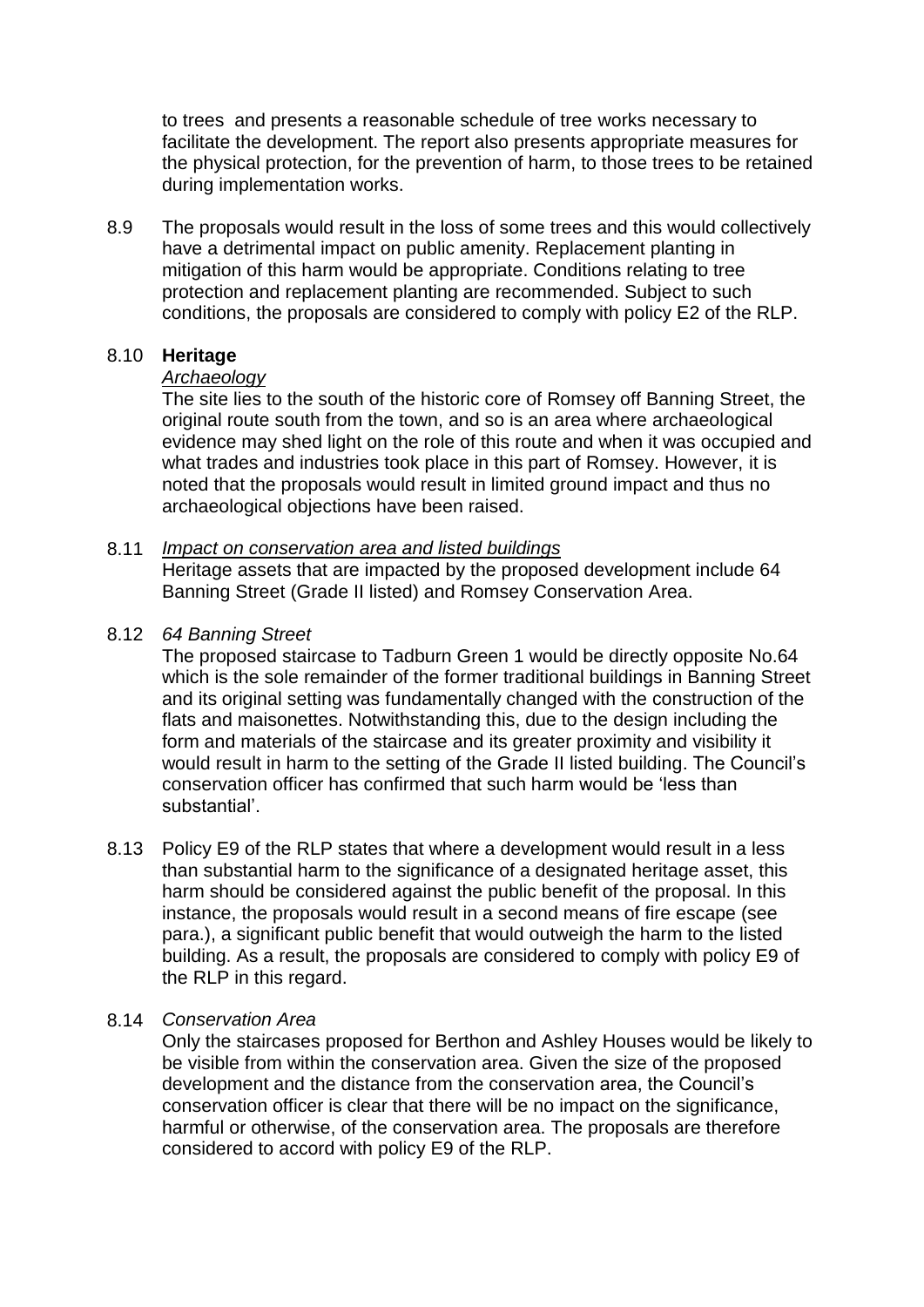to trees and presents a reasonable schedule of tree works necessary to facilitate the development. The report also presents appropriate measures for the physical protection, for the prevention of harm, to those trees to be retained during implementation works.

8.9 The proposals would result in the loss of some trees and this would collectively have a detrimental impact on public amenity. Replacement planting in mitigation of this harm would be appropriate. Conditions relating to tree protection and replacement planting are recommended. Subject to such conditions, the proposals are considered to comply with policy E2 of the RLP.

8.10 **Heritage**

*Archaeology*

The site lies to the south of the historic core of Romsey off Banning Street, the original route south from the town, and so is an area where archaeological evidence may shed light on the role of this route and when it was occupied and what trades and industries took place in this part of Romsey. However, it is noted that the proposals would result in limited ground impact and thus no archaeological objections have been raised.

8.11 *Impact on conservation area and listed buildings*

Heritage assets that are impacted by the proposed development include 64 Banning Street (Grade II listed) and Romsey Conservation Area.

8.12 *64 Banning Street*

The proposed staircase to Tadburn Green 1 would be directly opposite No.64 which is the sole remainder of the former traditional buildings in Banning Street and its original setting was fundamentally changed with the construction of the flats and maisonettes. Notwithstanding this, due to the design including the form and materials of the staircase and its greater proximity and visibility it would result in harm to the setting of the Grade II listed building. The Council's conservation officer has confirmed that such harm would be 'less than substantial'.

8.13 Policy E9 of the RLP states that where a development would result in a less than substantial harm to the significance of a designated heritage asset, this harm should be considered against the public benefit of the proposal. In this instance, the proposals would result in a second means of fire escape (see para.), a significant public benefit that would outweigh the harm to the listed building. As a result, the proposals are considered to comply with policy E9 of the RLP in this regard.

8.14 *Conservation Area*

Only the staircases proposed for Berthon and Ashley Houses would be likely to be visible from within the conservation area. Given the size of the proposed development and the distance from the conservation area, the Council's conservation officer is clear that there will be no impact on the significance, harmful or otherwise, of the conservation area. The proposals are therefore considered to accord with policy E9 of the RLP.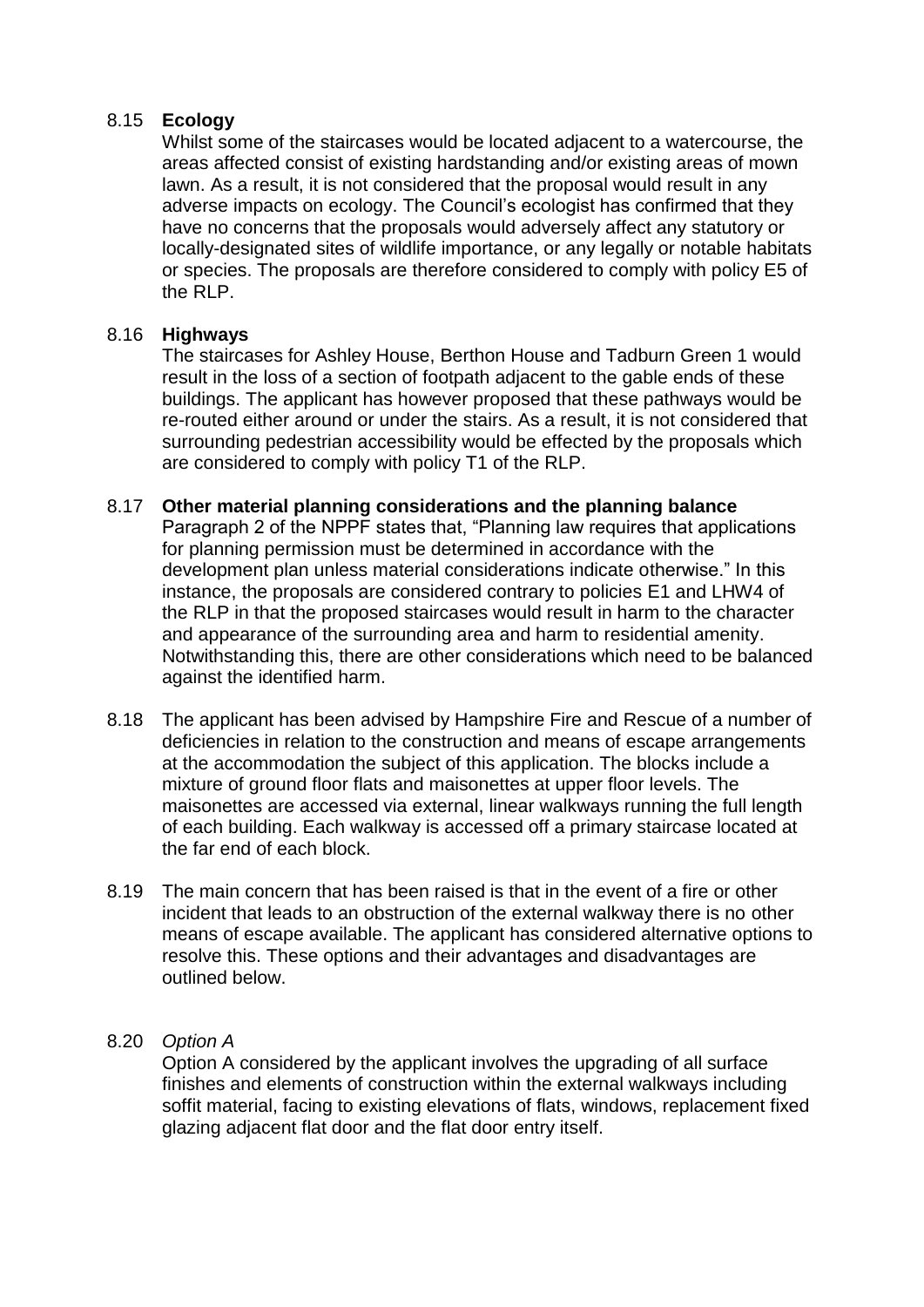8.15 **Ecology**

Whilst some of the staircases would be located adjacent to a watercourse, the areas affected consist of existing hardstanding and/or existing areas of mown lawn. As a result, it is not considered that the proposal would result in any adverse impacts on ecology. The Council's ecologist has confirmed that they have no concerns that the proposals would adversely affect any statutory or locally-designated sites of wildlife importance, or any legally or notable habitats or species. The proposals are therefore considered to comply with policy E5 of the RLP.

8.16 **Highways**

The staircases for Ashley House, Berthon House and Tadburn Green 1 would result in the loss of a section of footpath adjacent to the gable ends of these buildings. The applicant has however proposed that these pathways would be re-routed either around or under the stairs. As a result, it is not considered that surrounding pedestrian accessibility would be effected by the proposals which are considered to comply with policy T1 of the RLP.

8.17 **Other material planning considerations and the planning balance**

Paragraph 2 of the NPPF states that, "Planning law requires that applications for planning permission must be determined in accordance with the development plan unless material considerations indicate otherwise." In this instance, the proposals are considered contrary to policies E1 and LHW4 of the RLP in that the proposed staircases would result in harm to the character and appearance of the surrounding area and harm to residential amenity. Notwithstanding this, there are other considerations which need to be balanced against the identified harm.

8.18 The applicant has been advised by Hampshire Fire and Rescue of a number of deficiencies in relation to the construction and means of escape arrangements at the accommodation the subject of this application. The blocks include a mixture of ground floor flats and maisonettes at upper floor levels. The maisonettes are accessed via external, linear walkways running the full length of each building. Each walkway is accessed off a primary staircase located at the far end of each block.

8.19 The main concern that has been raised is that in the event of a fire or other incident that leads to an obstruction of the external walkway there is no other means of escape available. The applicant has considered alternative options to resolve this. These options and their advantages and disadvantages are outlined below.

8.20 *Option A*

Option A considered by the applicant involves the upgrading of all surface finishes and elements of construction within the external walkways including soffit material, facing to existing elevations of flats, windows, replacement fixed glazing adjacent flat door and the flat door entry itself.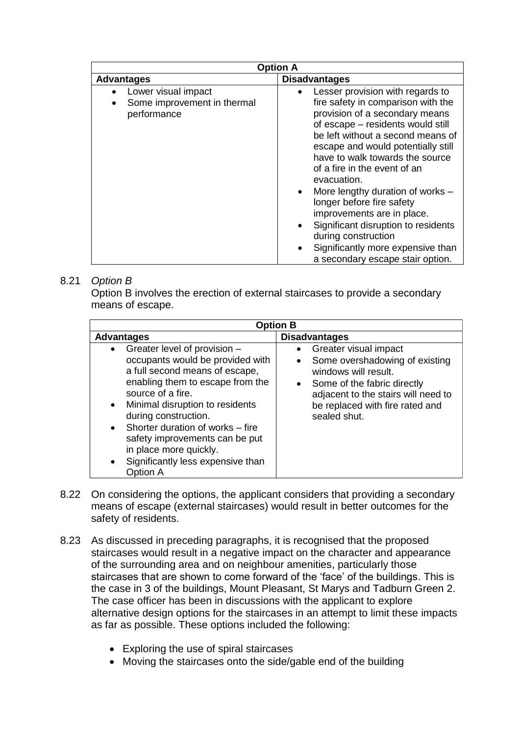| Option A | |
|---|---|
| **Advantages** | **Disadvantages** |
| • Lower visual impact<br>• Some improvement in thermal performance | • Lesser provision with regards to fire safety in comparison with the provision of a secondary means of escape – residents would still be left without a second means of escape and would potentially still have to walk towards the source of a fire in the event of an evacuation.<br>• More lengthy duration of works – longer before fire safety improvements are in place.<br>• Significant disruption to residents during construction<br>• Significantly more expensive than a secondary escape stair option. |

8.21 *Option B*

Option B involves the erection of external staircases to provide a secondary means of escape.

| Option B | |
|---|---|
| **Advantages** | **Disadvantages** |
| • Greater level of provision – occupants would be provided with a full second means of escape, enabling them to escape from the source of a fire.<br>• Minimal disruption to residents during construction.<br>• Shorter duration of works – fire safety improvements can be put in place more quickly.<br>• Significantly less expensive than Option A | • Greater visual impact<br>• Some overshadowing of existing windows will result.<br>• Some of the fabric directly adjacent to the stairs will need to be replaced with fire rated and sealed shut. |

8.22 On considering the options, the applicant considers that providing a secondary means of escape (external staircases) would result in better outcomes for the safety of residents.

8.23 As discussed in preceding paragraphs, it is recognised that the proposed staircases would result in a negative impact on the character and appearance of the surrounding area and on neighbour amenities, particularly those staircases that are shown to come forward of the 'face' of the buildings. This is the case in 3 of the buildings, Mount Pleasant, St Marys and Tadburn Green 2. The case officer has been in discussions with the applicant to explore alternative design options for the staircases in an attempt to limit these impacts as far as possible. These options included the following:

- Exploring the use of spiral staircases
- Moving the staircases onto the side/gable end of the building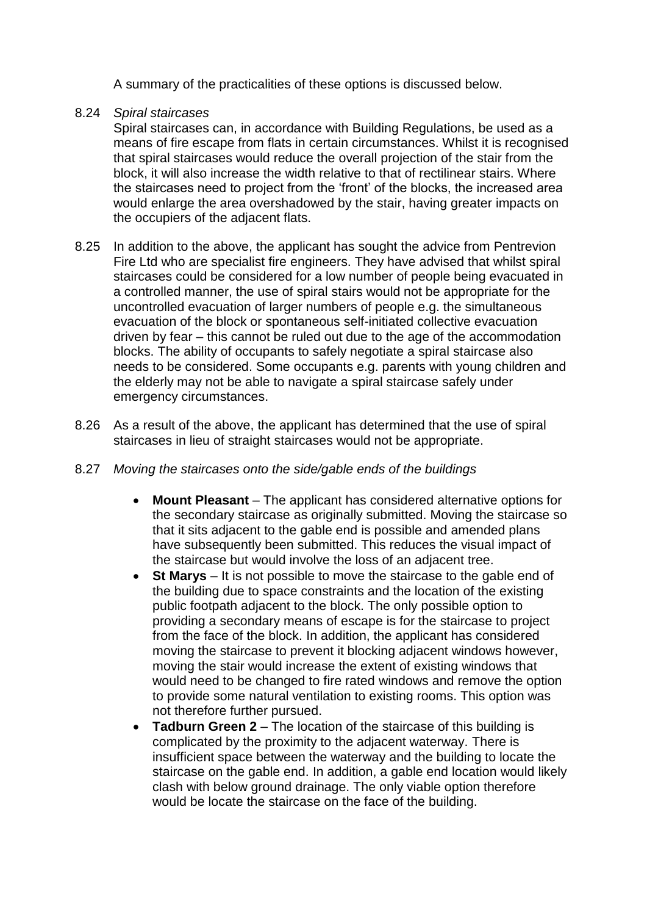A summary of the practicalities of these options is discussed below.

8.24 *Spiral staircases*

Spiral staircases can, in accordance with Building Regulations, be used as a means of fire escape from flats in certain circumstances. Whilst it is recognised that spiral staircases would reduce the overall projection of the stair from the block, it will also increase the width relative to that of rectilinear stairs. Where the staircases need to project from the 'front' of the blocks, the increased area would enlarge the area overshadowed by the stair, having greater impacts on the occupiers of the adjacent flats.

8.25 In addition to the above, the applicant has sought the advice from Pentrevion Fire Ltd who are specialist fire engineers. They have advised that whilst spiral staircases could be considered for a low number of people being evacuated in a controlled manner, the use of spiral stairs would not be appropriate for the uncontrolled evacuation of larger numbers of people e.g. the simultaneous evacuation of the block or spontaneous self-initiated collective evacuation driven by fear – this cannot be ruled out due to the age of the accommodation blocks. The ability of occupants to safely negotiate a spiral staircase also needs to be considered. Some occupants e.g. parents with young children and the elderly may not be able to navigate a spiral staircase safely under emergency circumstances.

8.26 As a result of the above, the applicant has determined that the use of spiral staircases in lieu of straight staircases would not be appropriate.

8.27 *Moving the staircases onto the side/gable ends of the buildings*

- **Mount Pleasant** – The applicant has considered alternative options for the secondary staircase as originally submitted. Moving the staircase so that it sits adjacent to the gable end is possible and amended plans have subsequently been submitted. This reduces the visual impact of the staircase but would involve the loss of an adjacent tree.
- **St Marys** – It is not possible to move the staircase to the gable end of the building due to space constraints and the location of the existing public footpath adjacent to the block. The only possible option to providing a secondary means of escape is for the staircase to project from the face of the block. In addition, the applicant has considered moving the staircase to prevent it blocking adjacent windows however, moving the stair would increase the extent of existing windows that would need to be changed to fire rated windows and remove the option to provide some natural ventilation to existing rooms. This option was not therefore further pursued.
- **Tadburn Green 2** – The location of the staircase of this building is complicated by the proximity to the adjacent waterway. There is insufficient space between the waterway and the building to locate the staircase on the gable end. In addition, a gable end location would likely clash with below ground drainage. The only viable option therefore would be locate the staircase on the face of the building.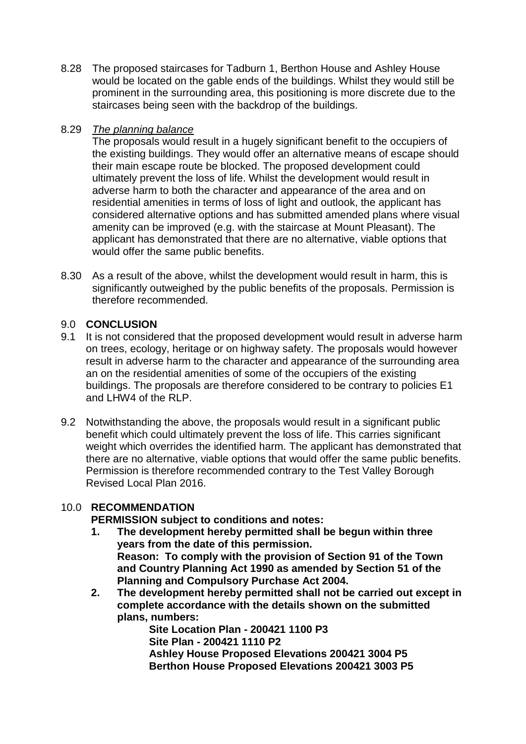8.28 The proposed staircases for Tadburn 1, Berthon House and Ashley House would be located on the gable ends of the buildings. Whilst they would still be prominent in the surrounding area, this positioning is more discrete due to the staircases being seen with the backdrop of the buildings.

8.29 *The planning balance*

The proposals would result in a hugely significant benefit to the occupiers of the existing buildings. They would offer an alternative means of escape should their main escape route be blocked. The proposed development could ultimately prevent the loss of life. Whilst the development would result in adverse harm to both the character and appearance of the area and on residential amenities in terms of loss of light and outlook, the applicant has considered alternative options and has submitted amended plans where visual amenity can be improved (e.g. with the staircase at Mount Pleasant). The applicant has demonstrated that there are no alternative, viable options that would offer the same public benefits.

8.30 As a result of the above, whilst the development would result in harm, this is significantly outweighed by the public benefits of the proposals. Permission is therefore recommended.

## 9.0 CONCLUSION

9.1 It is not considered that the proposed development would result in adverse harm on trees, ecology, heritage or on highway safety. The proposals would however result in adverse harm to the character and appearance of the surrounding area an on the residential amenities of some of the occupiers of the existing buildings. The proposals are therefore considered to be contrary to policies E1 and LHW4 of the RLP.

9.2 Notwithstanding the above, the proposals would result in a significant public benefit which could ultimately prevent the loss of life. This carries significant weight which overrides the identified harm. The applicant has demonstrated that there are no alternative, viable options that would offer the same public benefits. Permission is therefore recommended contrary to the Test Valley Borough Revised Local Plan 2016.

## 10.0 RECOMMENDATION

**PERMISSION subject to conditions and notes:**

1. **The development hereby permitted shall be begun within three years from the date of this permission.**
   **Reason: To comply with the provision of Section 91 of the Town and Country Planning Act 1990 as amended by Section 51 of the Planning and Compulsory Purchase Act 2004.**
2. **The development hereby permitted shall not be carried out except in complete accordance with the details shown on the submitted plans, numbers:**
   **Site Location Plan - 200421 1100 P3**
   **Site Plan - 200421 1110 P2**
   **Ashley House Proposed Elevations 200421 3004 P5**
   **Berthon House Proposed Elevations 200421 3003 P5**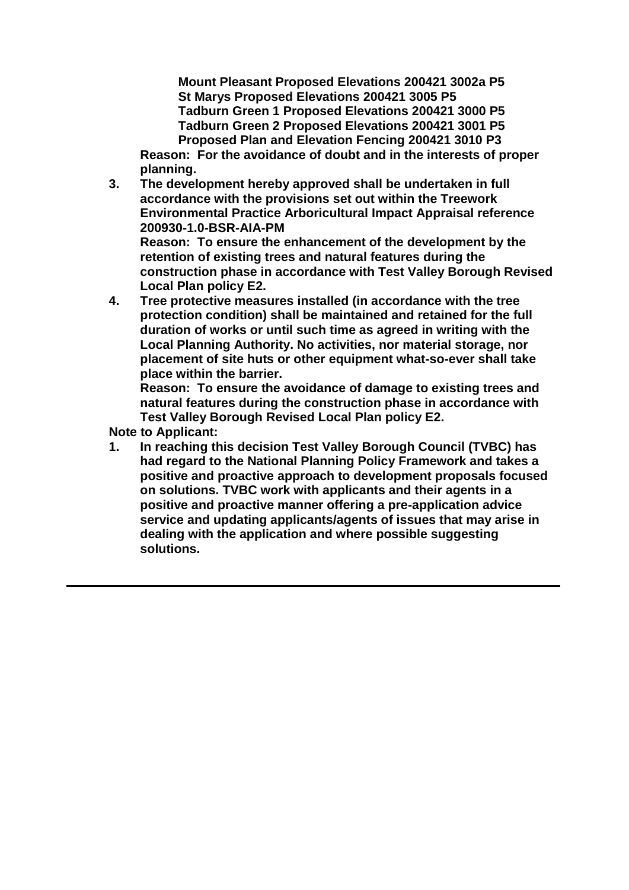**Mount Pleasant Proposed Elevations 200421 3002a P5**
**St Marys Proposed Elevations 200421 3005 P5**
**Tadburn Green 1 Proposed Elevations 200421 3000 P5**
**Tadburn Green 2 Proposed Elevations 200421 3001 P5**
**Proposed Plan and Elevation Fencing 200421 3010 P3**

**Reason: For the avoidance of doubt and in the interests of proper planning.**

3. **The development hereby approved shall be undertaken in full accordance with the provisions set out within the Treework Environmental Practice Arboricultural Impact Appraisal reference 200930-1.0-BSR-AIA-PM**
   **Reason: To ensure the enhancement of the development by the retention of existing trees and natural features during the construction phase in accordance with Test Valley Borough Revised Local Plan policy E2.**
4. **Tree protective measures installed (in accordance with the tree protection condition) shall be maintained and retained for the full duration of works or until such time as agreed in writing with the Local Planning Authority. No activities, nor material storage, nor placement of site huts or other equipment what-so-ever shall take place within the barrier.**
   **Reason: To ensure the avoidance of damage to existing trees and natural features during the construction phase in accordance with Test Valley Borough Revised Local Plan policy E2.**

**Note to Applicant:**

1. **In reaching this decision Test Valley Borough Council (TVBC) has had regard to the National Planning Policy Framework and takes a positive and proactive approach to development proposals focused on solutions. TVBC work with applicants and their agents in a positive and proactive manner offering a pre-application advice service and updating applicants/agents of issues that may arise in dealing with the application and where possible suggesting solutions.**